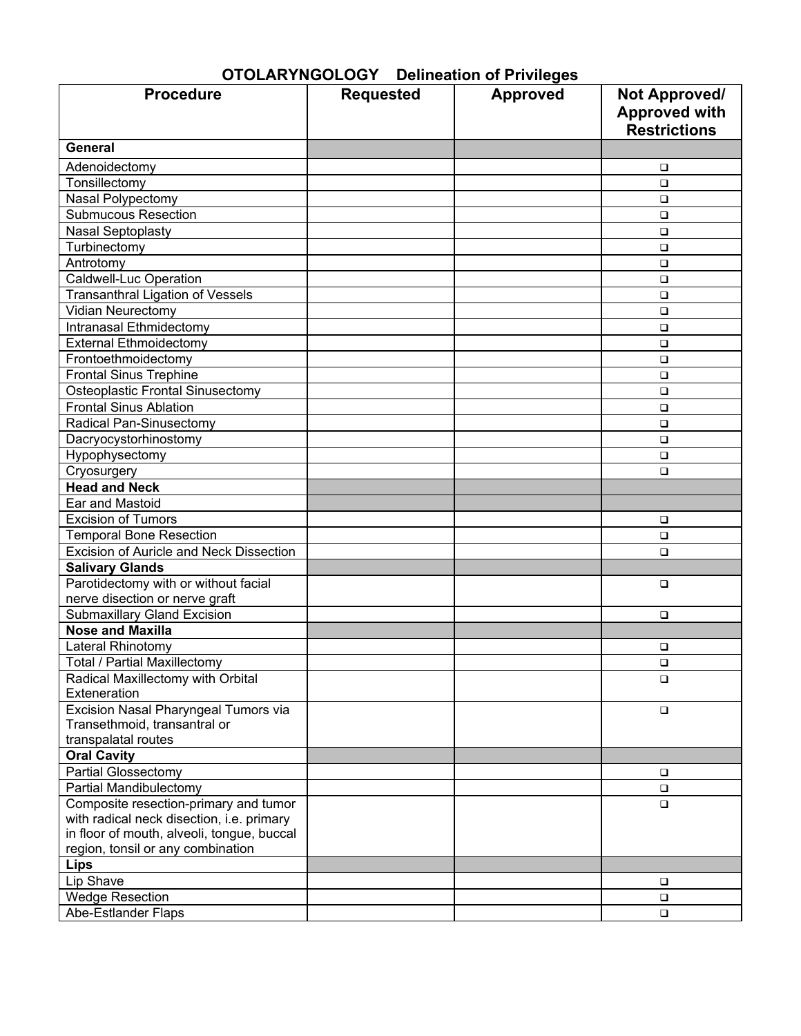# OTOLARYNGOLOGY Delineation of Privileges

| Procedure | Requested | Approved | Not Approved/ Approved with Restrictions |
|---|---|---|---|
| **General** | | | |
| Adenoidectomy | | | ❑ |
| Tonsillectomy | | | ❑ |
| Nasal Polypectomy | | | ❑ |
| Submucous Resection | | | ❑ |
| Nasal Septoplasty | | | ❑ |
| Turbinectomy | | | ❑ |
| Antrotomy | | | ❑ |
| Caldwell-Luc Operation | | | ❑ |
| Transanthral Ligation of Vessels | | | ❑ |
| Vidian Neurectomy | | | ❑ |
| Intranasal Ethmidectomy | | | ❑ |
| External Ethmoidectomy | | | ❑ |
| Frontoethmoidectomy | | | ❑ |
| Frontal Sinus Trephine | | | ❑ |
| Osteoplastic Frontal Sinusectomy | | | ❑ |
| Frontal Sinus Ablation | | | ❑ |
| Radical Pan-Sinusectomy | | | ❑ |
| Dacryocystorhinostomy | | | ❑ |
| Hypophysectomy | | | ❑ |
| Cryosurgery | | | ❑ |
| **Head and Neck** | | | |
| Ear and Mastoid | | | |
| Excision of Tumors | | | ❑ |
| Temporal Bone Resection | | | ❑ |
| Excision of Auricle and Neck Dissection | | | ❑ |
| **Salivary Glands** | | | |
| Parotidectomy with or without facial nerve disection or nerve graft | | | ❑ |
| Submaxillary Gland Excision | | | ❑ |
| **Nose and Maxilla** | | | |
| Lateral Rhinotomy | | | ❑ |
| Total / Partial Maxillectomy | | | ❑ |
| Radical Maxillectomy with Orbital Exteneration | | | ❑ |
| Excision Nasal Pharyngeal Tumors via Transethmoid, transantral or transpalatal routes | | | ❑ |
| **Oral Cavity** | | | |
| Partial Glossectomy | | | ❑ |
| Partial Mandibulectomy | | | ❑ |
| Composite resection-primary and tumor with radical neck disection, i.e. primary in floor of mouth, alveoli, tongue, buccal region, tonsil or any combination | | | ❑ |
| **Lips** | | | |
| Lip Shave | | | ❑ |
| Wedge Resection | | | ❑ |
| Abe-Estlander Flaps | | | ❑ |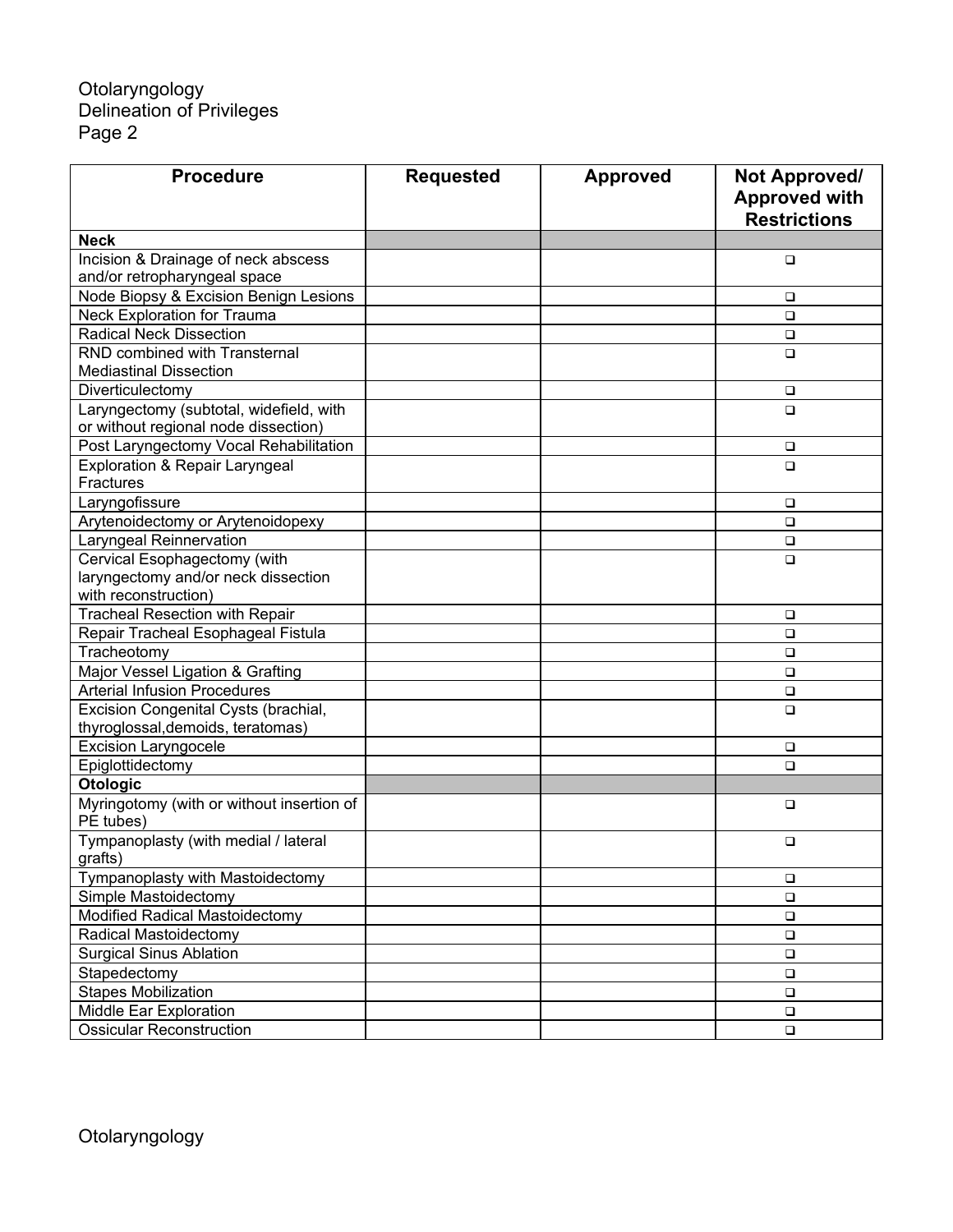| Procedure | Requested | Approved | Not Approved/ Approved with Restrictions |
|---|---|---|---|
| **Neck** | | | |
| Incision & Drainage of neck abscess and/or retropharyngeal space | | | ❑ |
| Node Biopsy & Excision Benign Lesions | | | ❑ |
| Neck Exploration for Trauma | | | ❑ |
| Radical Neck Dissection | | | ❑ |
| RND combined with Transternal Mediastinal Dissection | | | ❑ |
| Diverticulectomy | | | ❑ |
| Laryngectomy (subtotal, widefield, with or without regional node dissection) | | | ❑ |
| Post Laryngectomy Vocal Rehabilitation | | | ❑ |
| Exploration & Repair Laryngeal Fractures | | | ❑ |
| Laryngofissure | | | ❑ |
| Arytenoidectomy or Arytenoidopexy | | | ❑ |
| Laryngeal Reinnervation | | | ❑ |
| Cervical Esophagectomy (with laryngectomy and/or neck dissection with reconstruction) | | | ❑ |
| Tracheal Resection with Repair | | | ❑ |
| Repair Tracheal Esophageal Fistula | | | ❑ |
| Tracheotomy | | | ❑ |
| Major Vessel Ligation & Grafting | | | ❑ |
| Arterial Infusion Procedures | | | ❑ |
| Excision Congenital Cysts (brachial, thyroglossal,demoids, teratomas) | | | ❑ |
| Excision Laryngocele | | | ❑ |
| Epiglottidectomy | | | ❑ |
| **Otologic** | | | |
| Myringotomy (with or without insertion of PE tubes) | | | ❑ |
| Tympanoplasty (with medial / lateral grafts) | | | ❑ |
| Tympanoplasty with Mastoidectomy | | | ❑ |
| Simple Mastoidectomy | | | ❑ |
| Modified Radical Mastoidectomy | | | ❑ |
| Radical Mastoidectomy | | | ❑ |
| Surgical Sinus Ablation | | | ❑ |
| Stapedectomy | | | ❑ |
| Stapes Mobilization | | | ❑ |
| Middle Ear Exploration | | | ❑ |
| Ossicular Reconstruction | | | ❑ |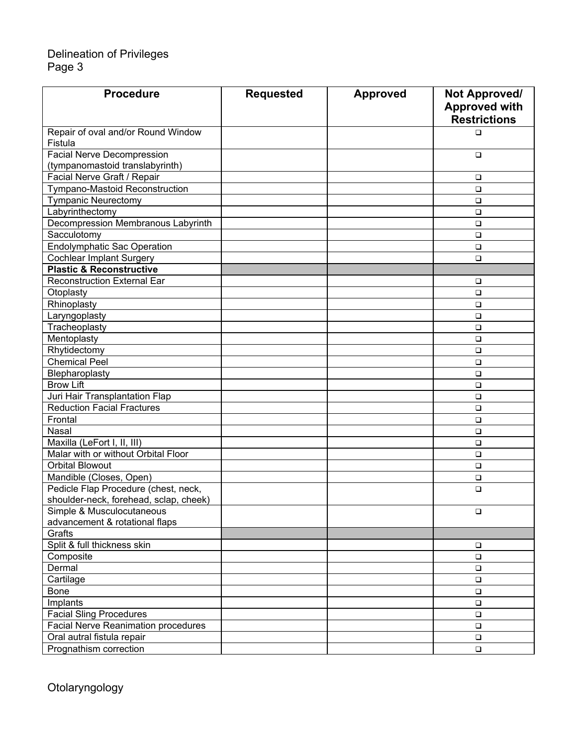Delineation of Privileges
Page 3

| Procedure | Requested | Approved | Not Approved/ Approved with Restrictions |
|---|---|---|---|
| Repair of oval and/or Round Window Fistula | | | ❑ |
| Facial Nerve Decompression (tympanomastoid translabyrinth) | | | ❑ |
| Facial Nerve Graft / Repair | | | ❑ |
| Tympano-Mastoid Reconstruction | | | ❑ |
| Tympanic Neurectomy | | | ❑ |
| Labyrinthectomy | | | ❑ |
| Decompression Membranous Labyrinth | | | ❑ |
| Sacculotomy | | | ❑ |
| Endolymphatic Sac Operation | | | ❑ |
| Cochlear Implant Surgery | | | ❑ |
| **Plastic & Reconstructive** | | | |
| Reconstruction External Ear | | | ❑ |
| Otoplasty | | | ❑ |
| Rhinoplasty | | | ❑ |
| Laryngoplasty | | | ❑ |
| Tracheoplasty | | | ❑ |
| Mentoplasty | | | ❑ |
| Rhytidectomy | | | ❑ |
| Chemical Peel | | | ❑ |
| Blepharoplasty | | | ❑ |
| Brow Lift | | | ❑ |
| Juri Hair Transplantation Flap | | | ❑ |
| Reduction Facial Fractures | | | ❑ |
| Frontal | | | ❑ |
| Nasal | | | ❑ |
| Maxilla (LeFort I, II, III) | | | ❑ |
| Malar with or without Orbital Floor | | | ❑ |
| Orbital Blowout | | | ❑ |
| Mandible (Closes, Open) | | | ❑ |
| Pedicle Flap Procedure (chest, neck, shoulder-neck, forehead, sclap, cheek) | | | ❑ |
| Simple & Musculocutaneous advancement & rotational flaps | | | ❑ |
| Grafts | | | |
| Split & full thickness skin | | | ❑ |
| Composite | | | ❑ |
| Dermal | | | ❑ |
| Cartilage | | | ❑ |
| Bone | | | ❑ |
| Implants | | | ❑ |
| Facial Sling Procedures | | | ❑ |
| Facial Nerve Reanimation procedures | | | ❑ |
| Oral autral fistula repair | | | ❑ |
| Prognathism correction | | | ❑ |

Otolaryngology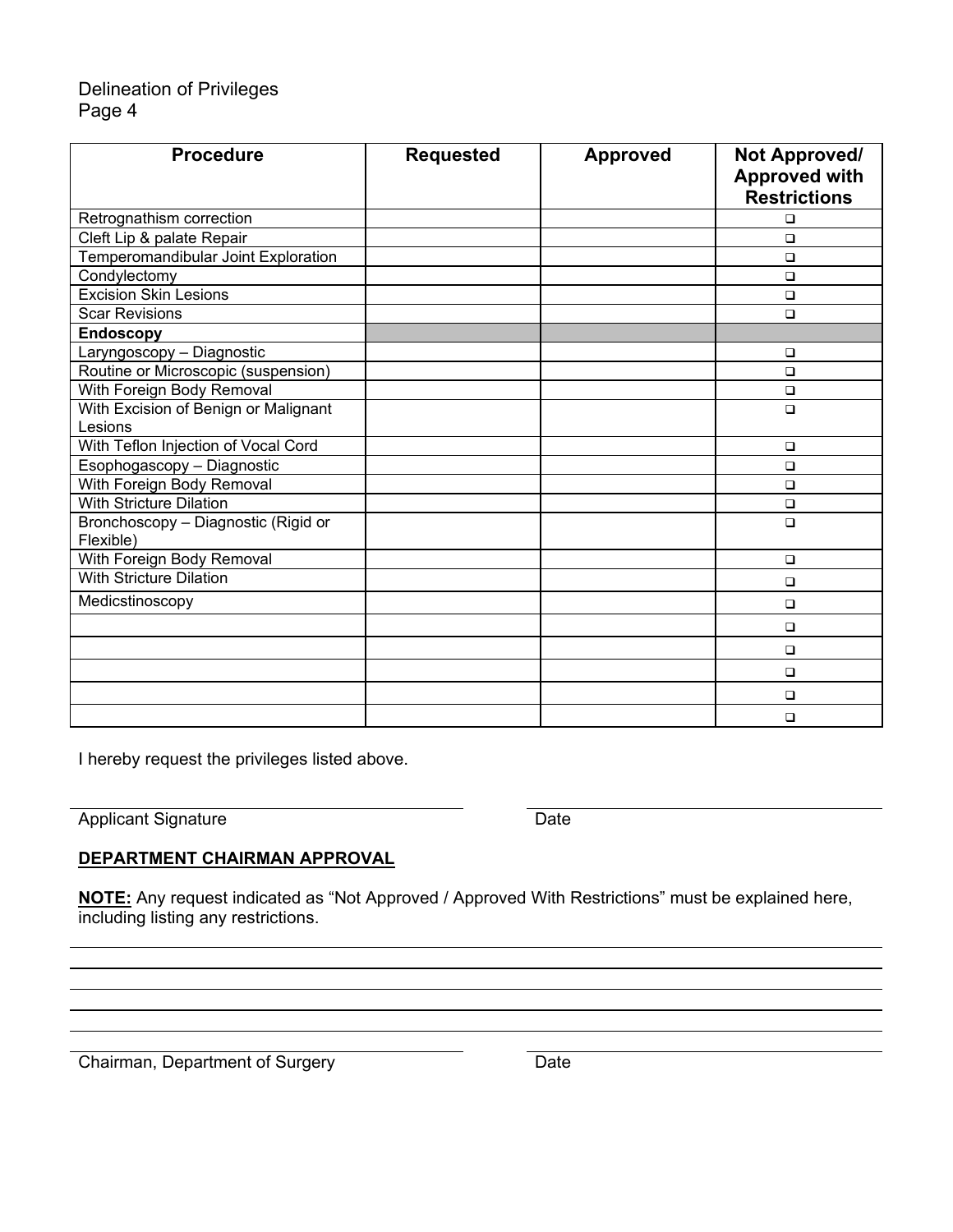Delineation of Privileges
Page 4

| Procedure | Requested | Approved | Not Approved/ Approved with Restrictions |
|---|---|---|---|
| Retrognathism correction | | | ❑ |
| Cleft Lip & palate Repair | | | ❑ |
| Temperomandibular Joint Exploration | | | ❑ |
| Condylectomy | | | ❑ |
| Excision Skin Lesions | | | ❑ |
| Scar Revisions | | | ❑ |
| **Endoscopy** | | | |
| Laryngoscopy – Diagnostic | | | ❑ |
| Routine or Microscopic (suspension) | | | ❑ |
| With Foreign Body Removal | | | ❑ |
| With Excision of Benign or Malignant Lesions | | | ❑ |
| With Teflon Injection of Vocal Cord | | | ❑ |
| Esophogascopy – Diagnostic | | | ❑ |
| With Foreign Body Removal | | | ❑ |
| With Stricture Dilation | | | ❑ |
| Bronchoscopy – Diagnostic (Rigid or Flexible) | | | ❑ |
| With Foreign Body Removal | | | ❑ |
| With Stricture Dilation | | | ❑ |
| Medicstinoscopy | | | ❑ |
| | | | ❑ |
| | | | ❑ |
| | | | ❑ |
| | | | ❑ |
| | | | ❑ |

I hereby request the privileges listed above.

Applicant Signature ______________________ Date ______________________

**DEPARTMENT CHAIRMAN APPROVAL**

**NOTE:** Any request indicated as "Not Approved / Approved With Restrictions" must be explained here, including listing any restrictions.

Chairman, Department of Surgery ______________________ Date ______________________